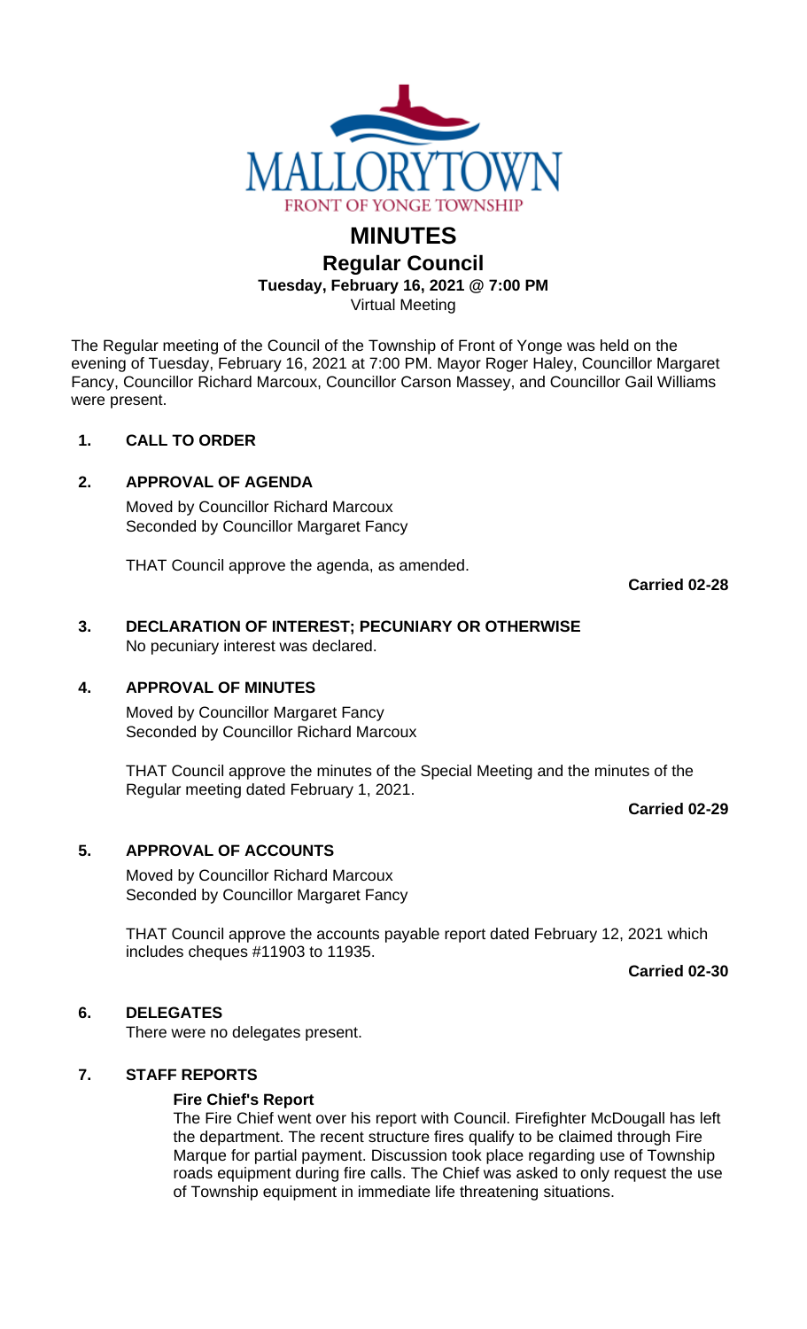MALLORYTOWN

FRONT OF YONGE TOWNSHIP

# MINUTES

## Regular Council

**Tuesday, February 16, 2021 @ 7:00 PM**

Virtual Meeting

The Regular meeting of the Council of the Township of Front of Yonge was held on the evening of Tuesday, February 16, 2021 at 7:00 PM. Mayor Roger Haley, Councillor Margaret Fancy, Councillor Richard Marcoux, Councillor Carson Massey, and Councillor Gail Williams were present.

### 1. CALL TO ORDER

### 2. APPROVAL OF AGENDA

Moved by Councillor Richard Marcoux
Seconded by Councillor Margaret Fancy

THAT Council approve the agenda, as amended.

**Carried 02-28**

### 3. DECLARATION OF INTEREST; PECUNIARY OR OTHERWISE

No pecuniary interest was declared.

### 4. APPROVAL OF MINUTES

Moved by Councillor Margaret Fancy
Seconded by Councillor Richard Marcoux

THAT Council approve the minutes of the Special Meeting and the minutes of the Regular meeting dated February 1, 2021.

**Carried 02-29**

### 5. APPROVAL OF ACCOUNTS

Moved by Councillor Richard Marcoux
Seconded by Councillor Margaret Fancy

THAT Council approve the accounts payable report dated February 12, 2021 which includes cheques #11903 to 11935.

**Carried 02-30**

### 6. DELEGATES

There were no delegates present.

### 7. STAFF REPORTS

**Fire Chief's Report**

The Fire Chief went over his report with Council. Firefighter McDougall has left the department. The recent structure fires qualify to be claimed through Fire Marque for partial payment. Discussion took place regarding use of Township roads equipment during fire calls. The Chief was asked to only request the use of Township equipment in immediate life threatening situations.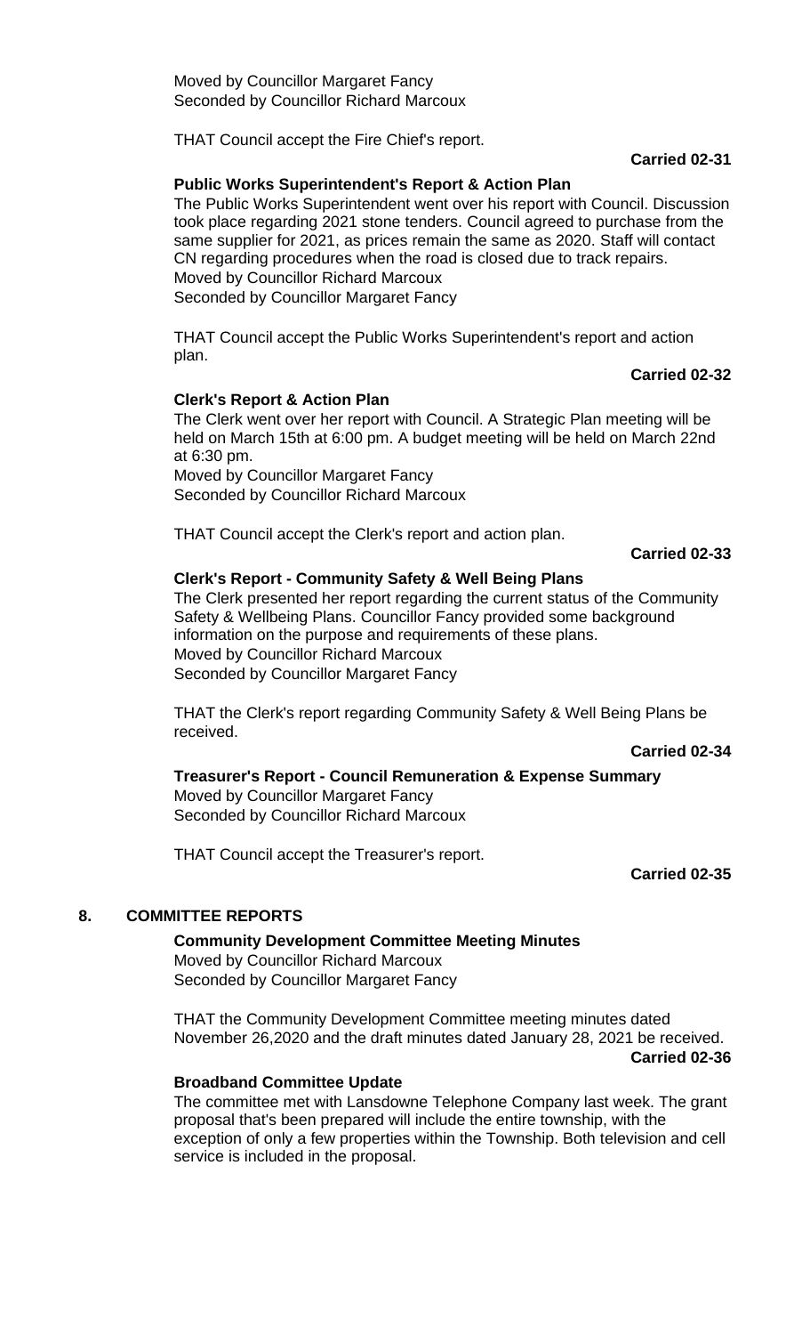Moved by Councillor Margaret Fancy
Seconded by Councillor Richard Marcoux

THAT Council accept the Fire Chief's report.

**Carried 02-31**

**Public Works Superintendent's Report & Action Plan**

The Public Works Superintendent went over his report with Council. Discussion took place regarding 2021 stone tenders. Council agreed to purchase from the same supplier for 2021, as prices remain the same as 2020. Staff will contact CN regarding procedures when the road is closed due to track repairs.
Moved by Councillor Richard Marcoux
Seconded by Councillor Margaret Fancy

THAT Council accept the Public Works Superintendent's report and action plan.

**Carried 02-32**

**Clerk's Report & Action Plan**

The Clerk went over her report with Council. A Strategic Plan meeting will be held on March 15th at 6:00 pm. A budget meeting will be held on March 22nd at 6:30 pm.
Moved by Councillor Margaret Fancy
Seconded by Councillor Richard Marcoux

THAT Council accept the Clerk's report and action plan.

**Carried 02-33**

**Clerk's Report - Community Safety & Well Being Plans**

The Clerk presented her report regarding the current status of the Community Safety & Wellbeing Plans. Councillor Fancy provided some background information on the purpose and requirements of these plans.
Moved by Councillor Richard Marcoux
Seconded by Councillor Margaret Fancy

THAT the Clerk's report regarding Community Safety & Well Being Plans be received.

**Carried 02-34**

**Treasurer's Report - Council Remuneration & Expense Summary**

Moved by Councillor Margaret Fancy
Seconded by Councillor Richard Marcoux

THAT Council accept the Treasurer's report.

**Carried 02-35**

## 8. COMMITTEE REPORTS

**Community Development Committee Meeting Minutes**

Moved by Councillor Richard Marcoux
Seconded by Councillor Margaret Fancy

THAT the Community Development Committee meeting minutes dated November 26,2020 and the draft minutes dated January 28, 2021 be received.

**Carried 02-36**

**Broadband Committee Update**

The committee met with Lansdowne Telephone Company last week. The grant proposal that's been prepared will include the entire township, with the exception of only a few properties within the Township. Both television and cell service is included in the proposal.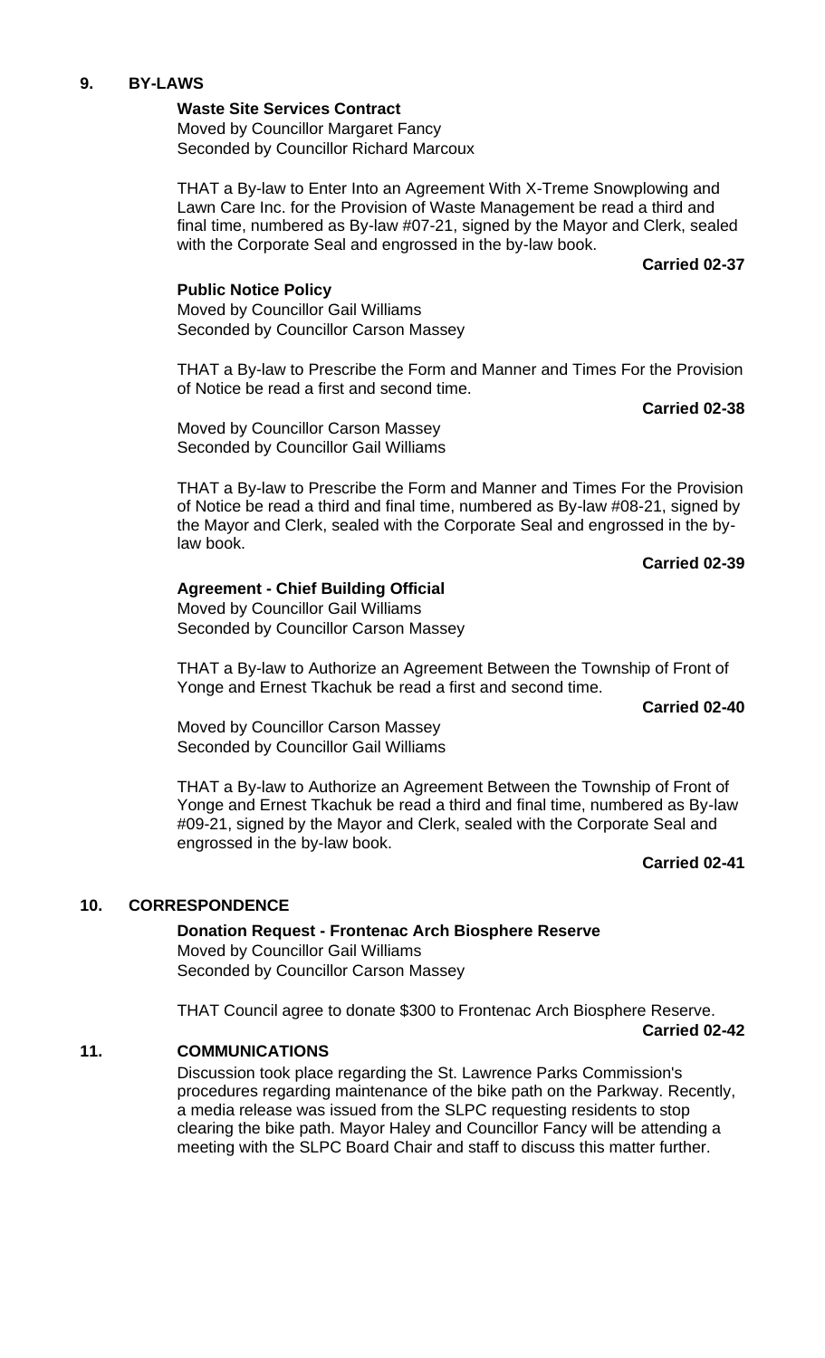## 9. BY-LAWS

**Waste Site Services Contract**
Moved by Councillor Margaret Fancy
Seconded by Councillor Richard Marcoux

THAT a By-law to Enter Into an Agreement With X-Treme Snowplowing and Lawn Care Inc. for the Provision of Waste Management be read a third and final time, numbered as By-law #07-21, signed by the Mayor and Clerk, sealed with the Corporate Seal and engrossed in the by-law book.

**Carried 02-37**

**Public Notice Policy**
Moved by Councillor Gail Williams
Seconded by Councillor Carson Massey

THAT a By-law to Prescribe the Form and Manner and Times For the Provision of Notice be read a first and second time.

**Carried 02-38**

Moved by Councillor Carson Massey
Seconded by Councillor Gail Williams

THAT a By-law to Prescribe the Form and Manner and Times For the Provision of Notice be read a third and final time, numbered as By-law #08-21, signed by the Mayor and Clerk, sealed with the Corporate Seal and engrossed in the by-law book.

**Carried 02-39**

**Agreement - Chief Building Official**
Moved by Councillor Gail Williams
Seconded by Councillor Carson Massey

THAT a By-law to Authorize an Agreement Between the Township of Front of Yonge and Ernest Tkachuk be read a first and second time.

**Carried 02-40**

Moved by Councillor Carson Massey
Seconded by Councillor Gail Williams

THAT a By-law to Authorize an Agreement Between the Township of Front of Yonge and Ernest Tkachuk be read a third and final time, numbered as By-law #09-21, signed by the Mayor and Clerk, sealed with the Corporate Seal and engrossed in the by-law book.

**Carried 02-41**

## 10. CORRESPONDENCE

**Donation Request - Frontenac Arch Biosphere Reserve**
Moved by Councillor Gail Williams
Seconded by Councillor Carson Massey

THAT Council agree to donate $300 to Frontenac Arch Biosphere Reserve.

**Carried 02-42**

## 11. COMMUNICATIONS

Discussion took place regarding the St. Lawrence Parks Commission's procedures regarding maintenance of the bike path on the Parkway. Recently, a media release was issued from the SLPC requesting residents to stop clearing the bike path. Mayor Haley and Councillor Fancy will be attending a meeting with the SLPC Board Chair and staff to discuss this matter further.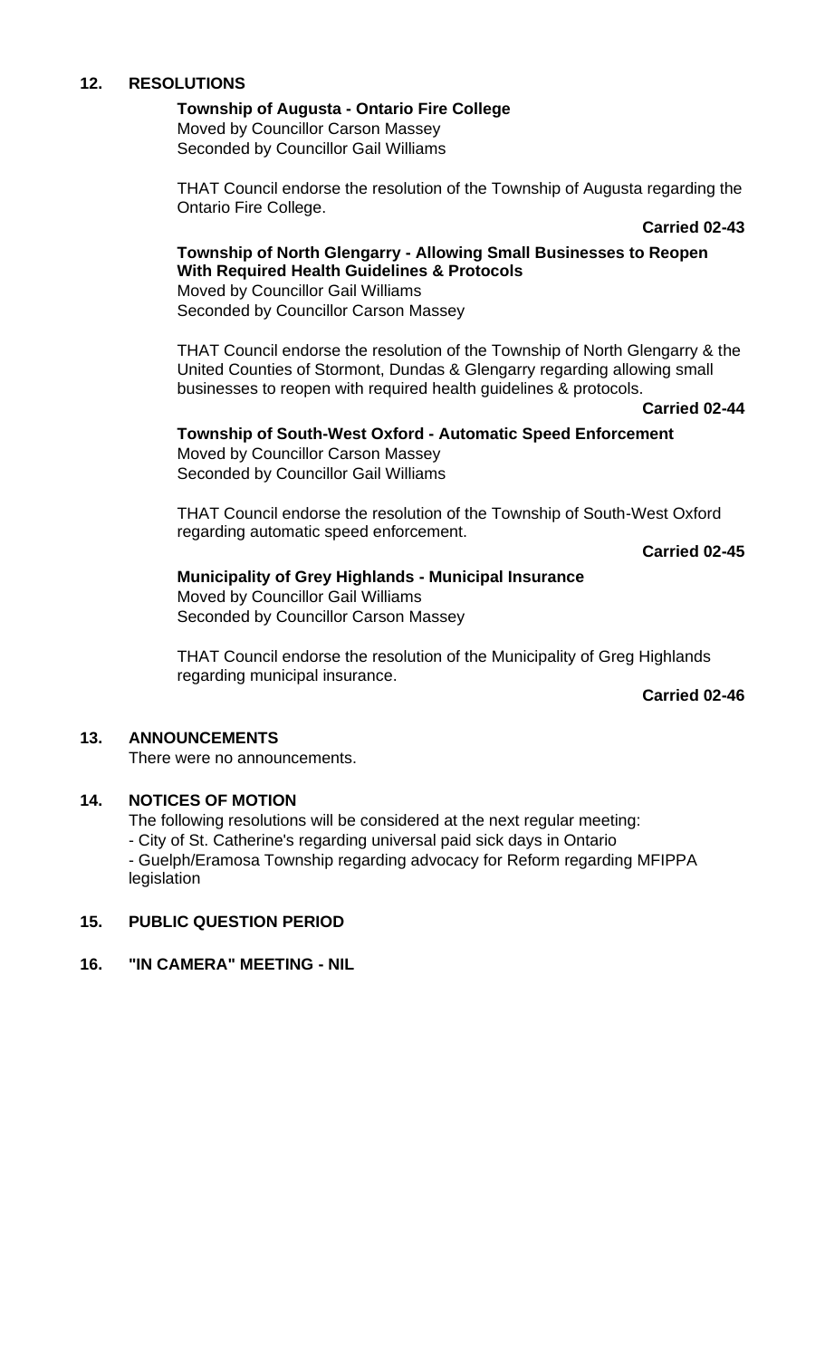## 12. RESOLUTIONS

**Township of Augusta - Ontario Fire College**
Moved by Councillor Carson Massey
Seconded by Councillor Gail Williams

THAT Council endorse the resolution of the Township of Augusta regarding the Ontario Fire College.

**Carried 02-43**

**Township of North Glengarry - Allowing Small Businesses to Reopen With Required Health Guidelines & Protocols**
Moved by Councillor Gail Williams
Seconded by Councillor Carson Massey

THAT Council endorse the resolution of the Township of North Glengarry & the United Counties of Stormont, Dundas & Glengarry regarding allowing small businesses to reopen with required health guidelines & protocols.

**Carried 02-44**

**Township of South-West Oxford - Automatic Speed Enforcement**
Moved by Councillor Carson Massey
Seconded by Councillor Gail Williams

THAT Council endorse the resolution of the Township of South-West Oxford regarding automatic speed enforcement.

**Carried 02-45**

**Municipality of Grey Highlands - Municipal Insurance**
Moved by Councillor Gail Williams
Seconded by Councillor Carson Massey

THAT Council endorse the resolution of the Municipality of Greg Highlands regarding municipal insurance.

**Carried 02-46**

## 13. ANNOUNCEMENTS

There were no announcements.

## 14. NOTICES OF MOTION

The following resolutions will be considered at the next regular meeting:

- City of St. Catherine's regarding universal paid sick days in Ontario
- Guelph/Eramosa Township regarding advocacy for Reform regarding MFIPPA legislation

## 15. PUBLIC QUESTION PERIOD

## 16. "IN CAMERA" MEETING - NIL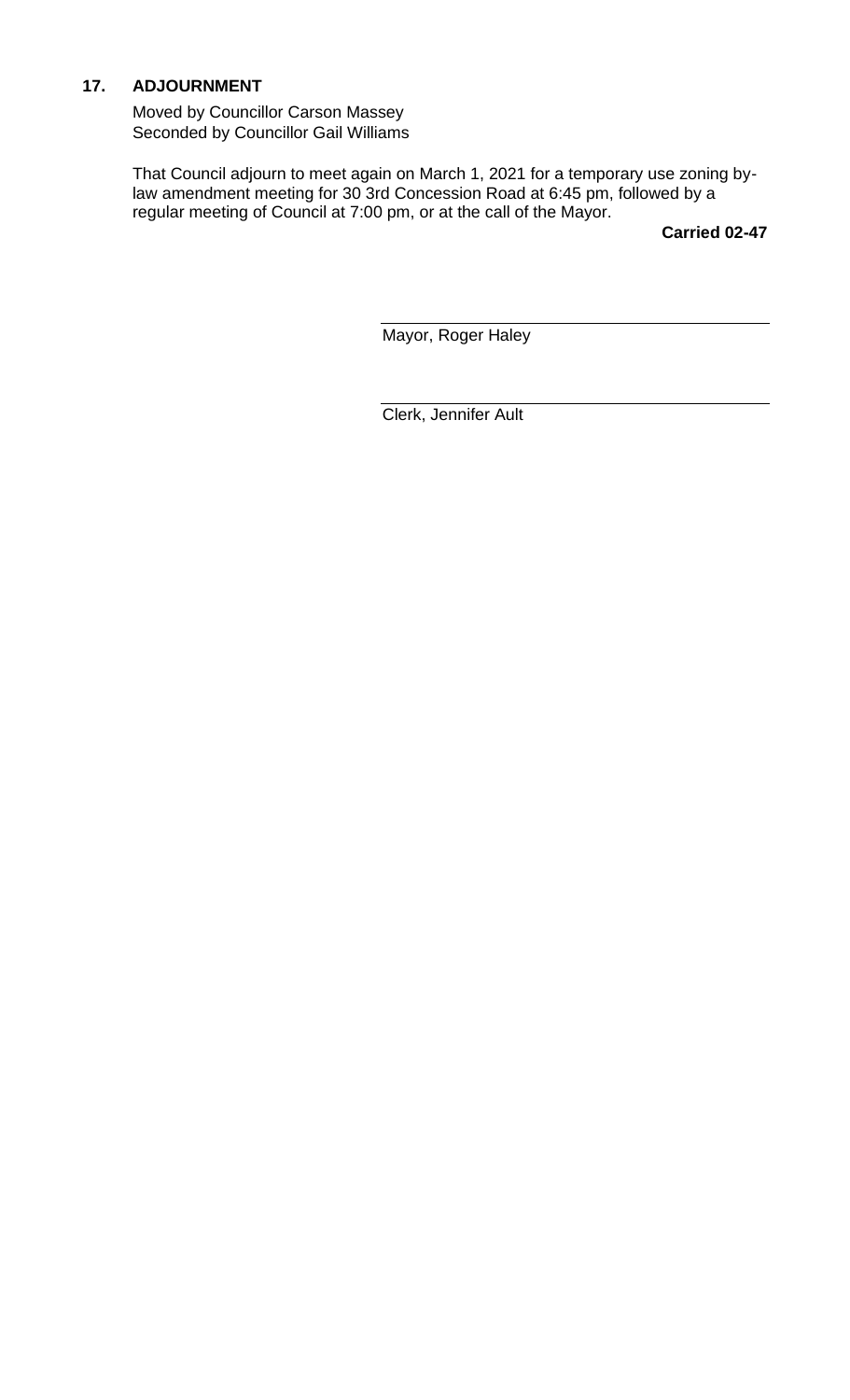## 17. ADJOURNMENT

Moved by Councillor Carson Massey
Seconded by Councillor Gail Williams

That Council adjourn to meet again on March 1, 2021 for a temporary use zoning by-law amendment meeting for 30 3rd Concession Road at 6:45 pm, followed by a regular meeting of Council at 7:00 pm, or at the call of the Mayor.

**Carried 02-47**

Mayor, Roger Haley

Clerk, Jennifer Ault